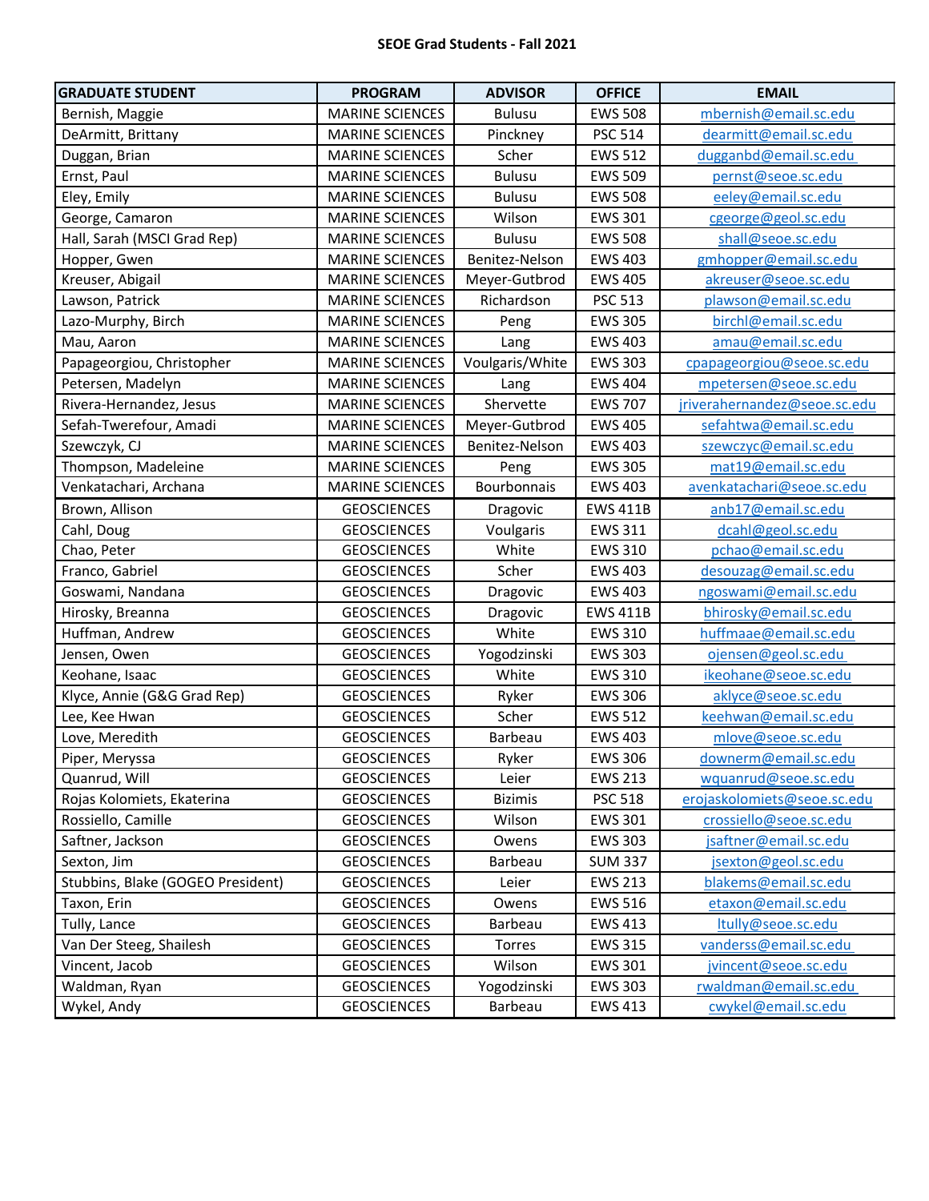**SEOE Grad Students - Fall 2021**

| GRADUATE STUDENT | PROGRAM | ADVISOR | OFFICE | EMAIL |
|---|---|---|---|---|
| Bernish, Maggie | MARINE SCIENCES | Bulusu | EWS 508 | mbernish@email.sc.edu |
| DeArmitt, Brittany | MARINE SCIENCES | Pinckney | PSC 514 | dearmitt@email.sc.edu |
| Duggan, Brian | MARINE SCIENCES | Scher | EWS 512 | dugganbd@email.sc.edu |
| Ernst, Paul | MARINE SCIENCES | Bulusu | EWS 509 | pernst@seoe.sc.edu |
| Eley, Emily | MARINE SCIENCES | Bulusu | EWS 508 | eeley@email.sc.edu |
| George, Camaron | MARINE SCIENCES | Wilson | EWS 301 | cgeorge@geol.sc.edu |
| Hall, Sarah (MSCI Grad Rep) | MARINE SCIENCES | Bulusu | EWS 508 | shall@seoe.sc.edu |
| Hopper, Gwen | MARINE SCIENCES | Benitez-Nelson | EWS 403 | gmhopper@email.sc.edu |
| Kreuser, Abigail | MARINE SCIENCES | Meyer-Gutbrod | EWS 405 | akreuser@seoe.sc.edu |
| Lawson, Patrick | MARINE SCIENCES | Richardson | PSC 513 | plawson@email.sc.edu |
| Lazo-Murphy, Birch | MARINE SCIENCES | Peng | EWS 305 | birchl@email.sc.edu |
| Mau, Aaron | MARINE SCIENCES | Lang | EWS 403 | amau@email.sc.edu |
| Papageorgiou, Christopher | MARINE SCIENCES | Voulgaris/White | EWS 303 | cpapageorgiou@seoe.sc.edu |
| Petersen, Madelyn | MARINE SCIENCES | Lang | EWS 404 | mpetersen@seoe.sc.edu |
| Rivera-Hernandez, Jesus | MARINE SCIENCES | Shervette | EWS 707 | jriverahernandez@seoe.sc.edu |
| Sefah-Twerefour, Amadi | MARINE SCIENCES | Meyer-Gutbrod | EWS 405 | sefahtwa@email.sc.edu |
| Szewczyk, CJ | MARINE SCIENCES | Benitez-Nelson | EWS 403 | szewczyc@email.sc.edu |
| Thompson, Madeleine | MARINE SCIENCES | Peng | EWS 305 | mat19@email.sc.edu |
| Venkatachari, Archana | MARINE SCIENCES | Bourbonnais | EWS 403 | avenkatachari@seoe.sc.edu |
| Brown, Allison | GEOSCIENCES | Dragovic | EWS 411B | anb17@email.sc.edu |
| Cahl, Doug | GEOSCIENCES | Voulgaris | EWS 311 | dcahl@geol.sc.edu |
| Chao, Peter | GEOSCIENCES | White | EWS 310 | pchao@email.sc.edu |
| Franco, Gabriel | GEOSCIENCES | Scher | EWS 403 | desouzag@email.sc.edu |
| Goswami, Nandana | GEOSCIENCES | Dragovic | EWS 403 | ngoswami@email.sc.edu |
| Hirosky, Breanna | GEOSCIENCES | Dragovic | EWS 411B | bhirosky@email.sc.edu |
| Huffman, Andrew | GEOSCIENCES | White | EWS 310 | huffmaae@email.sc.edu |
| Jensen, Owen | GEOSCIENCES | Yogodzinski | EWS 303 | ojensen@geol.sc.edu |
| Keohane, Isaac | GEOSCIENCES | White | EWS 310 | ikeohane@seoe.sc.edu |
| Klyce, Annie (G&G Grad Rep) | GEOSCIENCES | Ryker | EWS 306 | aklyce@seoe.sc.edu |
| Lee, Kee Hwan | GEOSCIENCES | Scher | EWS 512 | keehwan@email.sc.edu |
| Love, Meredith | GEOSCIENCES | Barbeau | EWS 403 | mlove@seoe.sc.edu |
| Piper, Meryssa | GEOSCIENCES | Ryker | EWS 306 | downerm@email.sc.edu |
| Quanrud, Will | GEOSCIENCES | Leier | EWS 213 | wquanrud@seoe.sc.edu |
| Rojas Kolomiets, Ekaterina | GEOSCIENCES | Bizimis | PSC 518 | erojaskolomiets@seoe.sc.edu |
| Rossiello, Camille | GEOSCIENCES | Wilson | EWS 301 | crossiello@seoe.sc.edu |
| Saftner, Jackson | GEOSCIENCES | Owens | EWS 303 | jsaftner@email.sc.edu |
| Sexton, Jim | GEOSCIENCES | Barbeau | SUM 337 | jsexton@geol.sc.edu |
| Stubbins, Blake (GOGEO President) | GEOSCIENCES | Leier | EWS 213 | blakems@email.sc.edu |
| Taxon, Erin | GEOSCIENCES | Owens | EWS 516 | etaxon@email.sc.edu |
| Tully, Lance | GEOSCIENCES | Barbeau | EWS 413 | ltully@seoe.sc.edu |
| Van Der Steeg, Shailesh | GEOSCIENCES | Torres | EWS 315 | vanderss@email.sc.edu |
| Vincent, Jacob | GEOSCIENCES | Wilson | EWS 301 | jvincent@seoe.sc.edu |
| Waldman, Ryan | GEOSCIENCES | Yogodzinski | EWS 303 | rwaldman@email.sc.edu |
| Wykel, Andy | GEOSCIENCES | Barbeau | EWS 413 | cwykel@email.sc.edu |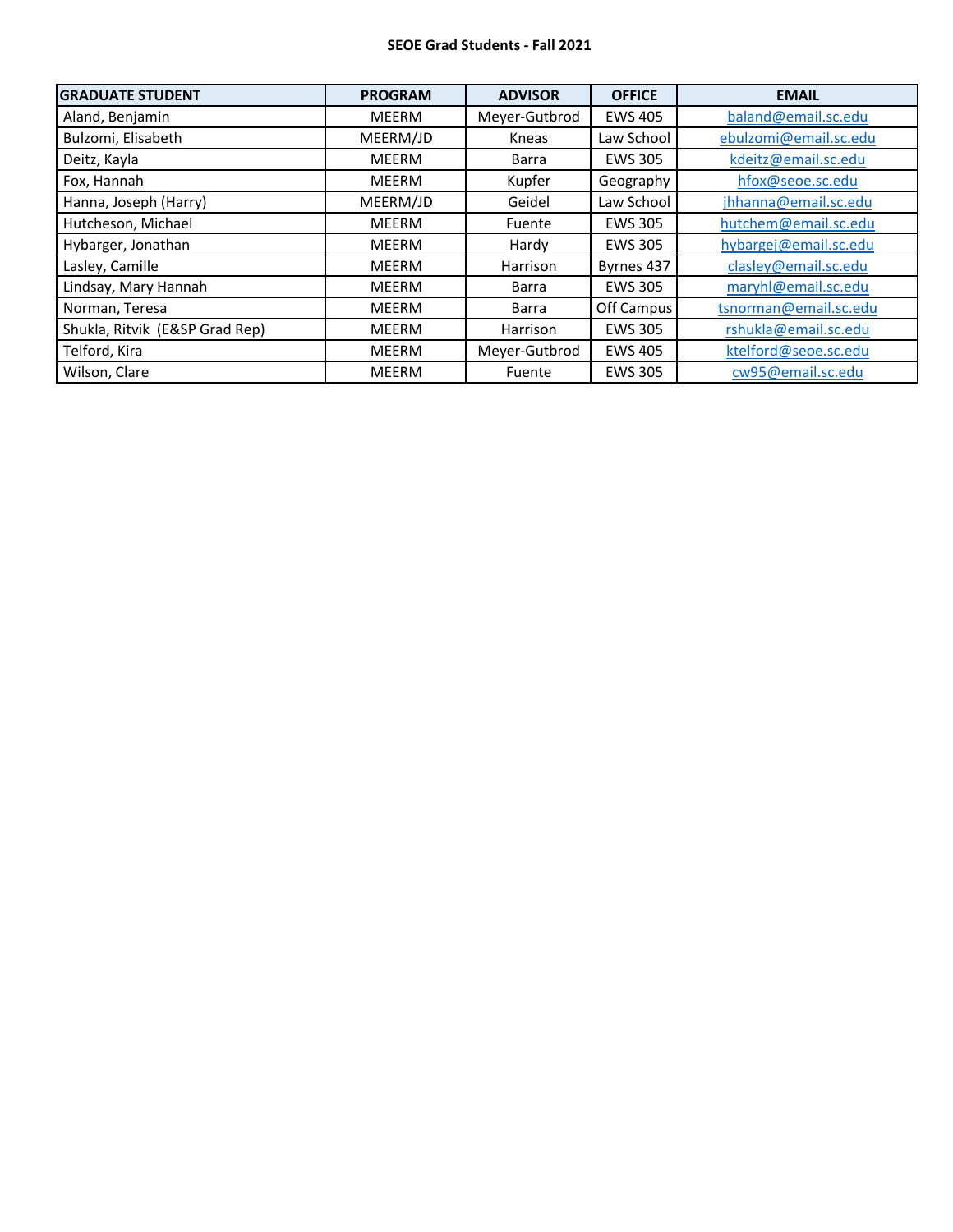**SEOE Grad Students - Fall 2021**

| GRADUATE STUDENT | PROGRAM | ADVISOR | OFFICE | EMAIL |
|---|---|---|---|---|
| Aland, Benjamin | MEERM | Meyer-Gutbrod | EWS 405 | baland@email.sc.edu |
| Bulzomi, Elisabeth | MEERM/JD | Kneas | Law School | ebulzomi@email.sc.edu |
| Deitz, Kayla | MEERM | Barra | EWS 305 | kdeitz@email.sc.edu |
| Fox, Hannah | MEERM | Kupfer | Geography | hfox@seoe.sc.edu |
| Hanna, Joseph (Harry) | MEERM/JD | Geidel | Law School | jhhanna@email.sc.edu |
| Hutcheson, Michael | MEERM | Fuente | EWS 305 | hutchem@email.sc.edu |
| Hybarger, Jonathan | MEERM | Hardy | EWS 305 | hybargej@email.sc.edu |
| Lasley, Camille | MEERM | Harrison | Byrnes 437 | clasley@email.sc.edu |
| Lindsay, Mary Hannah | MEERM | Barra | EWS 305 | maryhl@email.sc.edu |
| Norman, Teresa | MEERM | Barra | Off Campus | tsnorman@email.sc.edu |
| Shukla, Ritvik (E&SP Grad Rep) | MEERM | Harrison | EWS 305 | rshukla@email.sc.edu |
| Telford, Kira | MEERM | Meyer-Gutbrod | EWS 405 | ktelford@seoe.sc.edu |
| Wilson, Clare | MEERM | Fuente | EWS 305 | cw95@email.sc.edu |